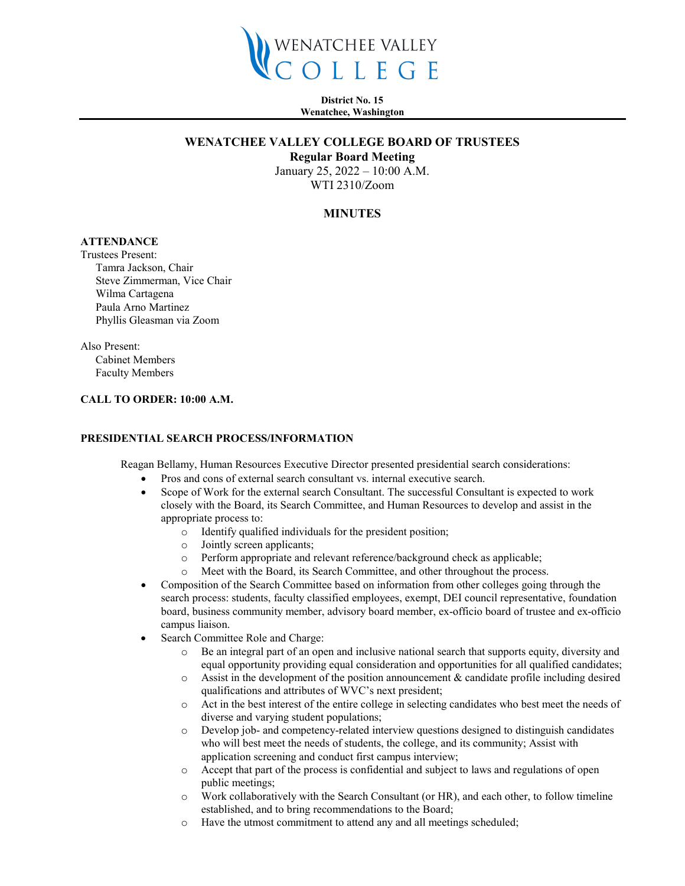WENATCHEE VALLEY COLLEGE

**District No. 15**
**Wenatchee, Washington**

## WENATCHEE VALLEY COLLEGE BOARD OF TRUSTEES

**Regular Board Meeting**
January 25, 2022 – 10:00 A.M.
WTI 2310/Zoom

## MINUTES

**ATTENDANCE**
Trustees Present:
Tamra Jackson, Chair
Steve Zimmerman, Vice Chair
Wilma Cartagena
Paula Arno Martinez
Phyllis Gleasman via Zoom

Also Present:
Cabinet Members
Faculty Members

**CALL TO ORDER: 10:00 A.M.**

**PRESIDENTIAL SEARCH PROCESS/INFORMATION**

Reagan Bellamy, Human Resources Executive Director presented presidential search considerations:

- Pros and cons of external search consultant vs. internal executive search.
- Scope of Work for the external search Consultant. The successful Consultant is expected to work closely with the Board, its Search Committee, and Human Resources to develop and assist in the appropriate process to:
  - Identify qualified individuals for the president position;
  - Jointly screen applicants;
  - Perform appropriate and relevant reference/background check as applicable;
  - Meet with the Board, its Search Committee, and other throughout the process.
- Composition of the Search Committee based on information from other colleges going through the search process: students, faculty classified employees, exempt, DEI council representative, foundation board, business community member, advisory board member, ex-officio board of trustee and ex-officio campus liaison.
- Search Committee Role and Charge:
  - Be an integral part of an open and inclusive national search that supports equity, diversity and equal opportunity providing equal consideration and opportunities for all qualified candidates;
  - Assist in the development of the position announcement & candidate profile including desired qualifications and attributes of WVC's next president;
  - Act in the best interest of the entire college in selecting candidates who best meet the needs of diverse and varying student populations;
  - Develop job- and competency-related interview questions designed to distinguish candidates who will best meet the needs of students, the college, and its community; Assist with application screening and conduct first campus interview;
  - Accept that part of the process is confidential and subject to laws and regulations of open public meetings;
  - Work collaboratively with the Search Consultant (or HR), and each other, to follow timeline established, and to bring recommendations to the Board;
  - Have the utmost commitment to attend any and all meetings scheduled;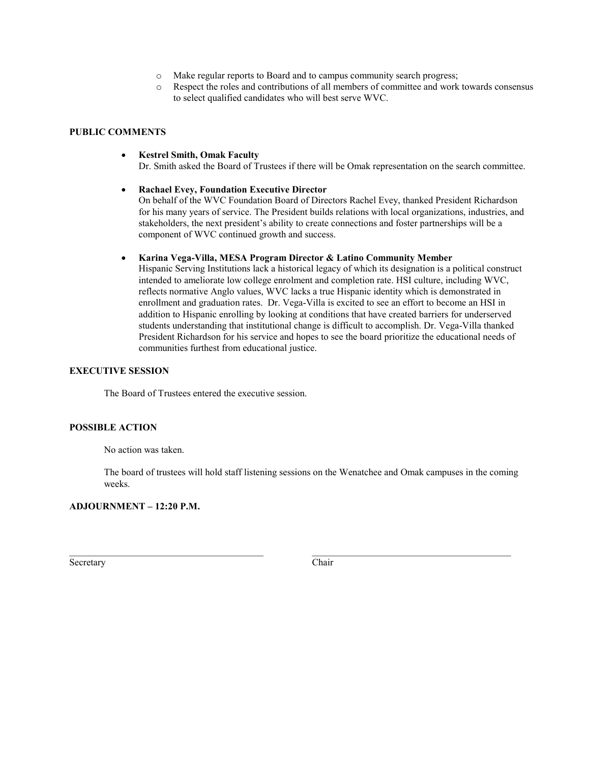- Make regular reports to Board and to campus community search progress;
- Respect the roles and contributions of all members of committee and work towards consensus to select qualified candidates who will best serve WVC.

## PUBLIC COMMENTS

- **Kestrel Smith, Omak Faculty**
  Dr. Smith asked the Board of Trustees if there will be Omak representation on the search committee.

- **Rachael Evey, Foundation Executive Director**
  On behalf of the WVC Foundation Board of Directors Rachel Evey, thanked President Richardson for his many years of service. The President builds relations with local organizations, industries, and stakeholders, the next president's ability to create connections and foster partnerships will be a component of WVC continued growth and success.

- **Karina Vega-Villa, MESA Program Director & Latino Community Member**
  Hispanic Serving Institutions lack a historical legacy of which its designation is a political construct intended to ameliorate low college enrolment and completion rate. HSI culture, including WVC, reflects normative Anglo values, WVC lacks a true Hispanic identity which is demonstrated in enrollment and graduation rates. Dr. Vega-Villa is excited to see an effort to become an HSI in addition to Hispanic enrolling by looking at conditions that have created barriers for underserved students understanding that institutional change is difficult to accomplish. Dr. Vega-Villa thanked President Richardson for his service and hopes to see the board prioritize the educational needs of communities furthest from educational justice.

## EXECUTIVE SESSION

The Board of Trustees entered the executive session.

## POSSIBLE ACTION

No action was taken.

The board of trustees will hold staff listening sessions on the Wenatchee and Omak campuses in the coming weeks.

## ADJOURNMENT – 12:20 P.M.

\_\_\_\_\_\_\_\_\_\_\_\_\_\_\_\_\_\_\_\_\_\_\_\_\_\_\_\_\_\_\_\_\_\_\_\_\_\_\_\_
Secretary

\_\_\_\_\_\_\_\_\_\_\_\_\_\_\_\_\_\_\_\_\_\_\_\_\_\_\_\_\_\_\_\_\_\_\_\_\_\_\_\_
Chair